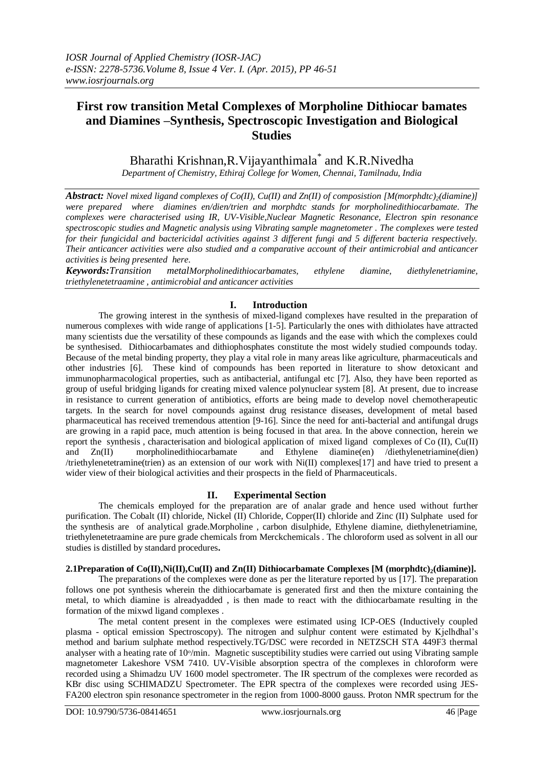# First row transition Metal Complexes of Morpholine Dithiocar bamates and Diamines –Synthesis, Spectroscopic Investigation and Biological Studies

Bharathi Krishnan,R.Vijayanthimala* and K.R.Nivedha

*Department of Chemistry, Ethiraj College for Women, Chennai, Tamilnadu, India*

***Abstract:*** *Novel mixed ligand complexes of Co(II), Cu(II) and Zn(II) of composistion [M(morphdtc)$_2$(diamine)] were prepared where diamines en/dien/trien and morphdtc stands for morpholinedithiocarbamate. The complexes were characterised using IR, UV-Visible,Nuclear Magnetic Resonance, Electron spin resonance spectroscopic studies and Magnetic analysis using Vibrating sample magnetometer . The complexes were tested for their fungicidal and bactericidal activities against 3 different fungi and 5 different bacteria respectively. Their anticancer activities were also studied and a comparative account of their antimicrobial and anticancer activities is being presented here.*

***Keywords:****Transition metalMorpholinedithiocarbamates, ethylene diamine, diethylenetriamine, triethylenetetraamine , antimicrobial and anticancer activities*

## I. Introduction

The growing interest in the synthesis of mixed-ligand complexes have resulted in the preparation of numerous complexes with wide range of applications [1-5]. Particularly the ones with dithiolates have attracted many scientists due the versatility of these compounds as ligands and the ease with which the complexes could be synthesised. Dithiocarbamates and dithiophosphates constitute the most widely studied compounds today. Because of the metal binding property, they play a vital role in many areas like agriculture, pharmaceuticals and other industries [6]. These kind of compounds has been reported in literature to show detoxicant and immunopharmacological properties, such as antibacterial, antifungal etc [7]. Also, they have been reported as group of useful bridging ligands for creating mixed valence polynuclear system [8]. At present, due to increase in resistance to current generation of antibiotics, efforts are being made to develop novel chemotherapeutic targets. In the search for novel compounds against drug resistance diseases, development of metal based pharmaceutical has received tremendous attention [9-16]. Since the need for anti-bacterial and antifungal drugs are growing in a rapid pace, much attention is being focused in that area. In the above connection, herein we report the synthesis , characterisation and biological application of mixed ligand complexes of Co (II), Cu(II) and Zn(II) morpholinedithiocarbamate and Ethylene diamine(en) /diethylenetriamine(dien) /triethylenetetramine(trien) as an extension of our work with Ni(II) complexes[17] and have tried to present a wider view of their biological activities and their prospects in the field of Pharmaceuticals.

## II. Experimental Section

The chemicals employed for the preparation are of analar grade and hence used without further purification. The Cobalt (II) chloride, Nickel (II) Chloride, Copper(II) chloride and Zinc (II) Sulphate used for the synthesis are of analytical grade.Morpholine , carbon disulphide, Ethylene diamine, diethylenetriamine, triethylenetetraamine are pure grade chemicals from Merckchemicals . The chloroform used as solvent in all our studies is distilled by standard procedures**.**

### 2.1Preparation of Co(II),Ni(II),Cu(II) and Zn(II) Dithiocarbamate Complexes [M (morphdtc)$_2$(diamine)].

The preparations of the complexes were done as per the literature reported by us [17]. The preparation follows one pot synthesis wherein the dithiocarbamate is generated first and then the mixture containing the metal, to which diamine is alreadyadded , is then made to react with the dithiocarbamate resulting in the formation of the mixwd ligand complexes .

The metal content present in the complexes were estimated using ICP-OES (Inductively coupled plasma - optical emission Spectroscopy). The nitrogen and sulphur content were estimated by Kjelhdhal's method and barium sulphate method respectively.TG/DSC were recorded in NETZSCH STA 449F3 thermal analyser with a heating rate of 10°/min. Magnetic susceptibility studies were carried out using Vibrating sample magnetometer Lakeshore VSM 7410. UV-Visible absorption spectra of the complexes in chloroform were recorded using a Shimadzu UV 1600 model spectrometer. The IR spectrum of the complexes were recorded as KBr disc using SCHIMADZU Spectrometer. The EPR spectra of the complexes were recorded using JES-FA200 electron spin resonance spectrometer in the region from 1000-8000 gauss. Proton NMR spectrum for the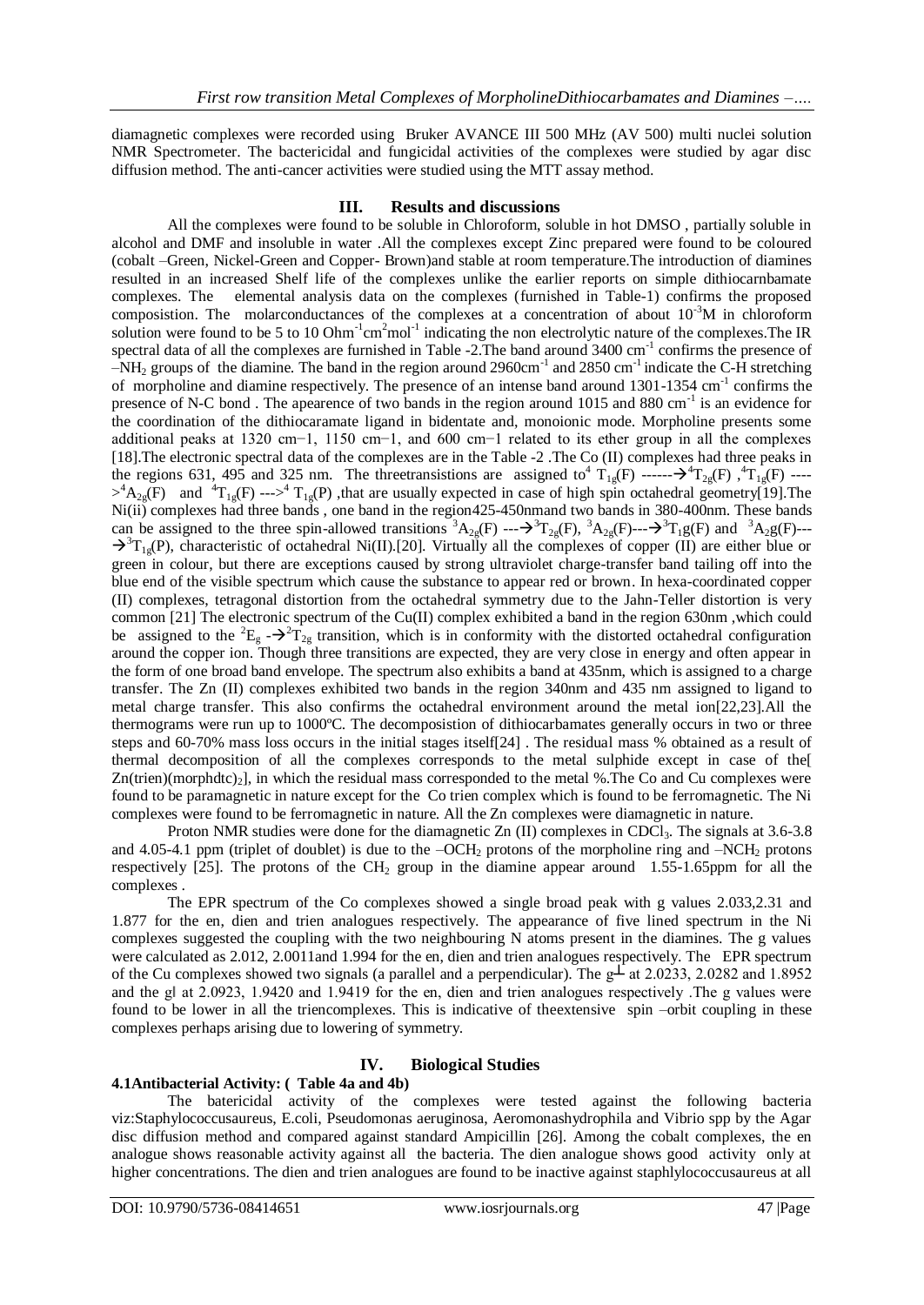diamagnetic complexes were recorded using Bruker AVANCE III 500 MHz (AV 500) multi nuclei solution NMR Spectrometer. The bactericidal and fungicidal activities of the complexes were studied by agar disc diffusion method. The anti-cancer activities were studied using the MTT assay method.

## III. Results and discussions

All the complexes were found to be soluble in Chloroform, soluble in hot DMSO , partially soluble in alcohol and DMF and insoluble in water .All the complexes except Zinc prepared were found to be coloured (cobalt –Green, Nickel-Green and Copper- Brown)and stable at room temperature.The introduction of diamines resulted in an increased Shelf life of the complexes unlike the earlier reports on simple dithiocarnbamate complexes. The elemental analysis data on the complexes (furnished in Table-1) confirms the proposed composistion. The molarconductances of the complexes at a concentration of about $10^{-3}$M in chloroform solution were found to be 5 to 10 $Ohm^{-1}cm^{2}mol^{-1}$ indicating the non electrolytic nature of the complexes.The IR spectral data of all the complexes are furnished in Table -2.The band around 3400 $cm^{-1}$ confirms the presence of $-NH_2$ groups of the diamine. The band in the region around 2960$cm^{-1}$ and 2850 $cm^{-1}$ indicate the C-H stretching of morpholine and diamine respectively. The presence of an intense band around 1301-1354 $cm^{-1}$ confirms the presence of N-C bond . The apearence of two bands in the region around 1015 and 880 $cm^{-1}$ is an evidence for the coordination of the dithiocaramate ligand in bidentate and, monoionic mode. Morpholine presents some additional peaks at 1320 cm−1, 1150 cm−1, and 600 cm−1 related to its ether group in all the complexes [18].The electronic spectral data of the complexes are in the Table -2 .The Co (II) complexes had three peaks in the regions 631, 495 and 325 nm. The threetransistions are assigned to $^4T_{1g}(F) \rightarrow ^4T_{2g}(F)$ ,$^4T_{1g}(F) \rightarrow ^4A_{2g}(F)$ and $^4T_{1g}(F) \rightarrow ^4T_{1g}(P)$ ,that are usually expected in case of high spin octahedral geometry[19].The Ni(ii) complexes had three bands , one band in the region425-450nmand two bands in 380-400nm. These bands can be assigned to the three spin-allowed transitions $^3A_{2g}(F) \rightarrow ^3T_{2g}(F)$, $^3A_{2g}(F) \rightarrow ^3T_{1}g(F)$ and $^3A_{2}g(F) \rightarrow ^3T_{1g}(P)$, characteristic of octahedral Ni(II).[20]. Virtually all the complexes of copper (II) are either blue or green in colour, but there are exceptions caused by strong ultraviolet charge-transfer band tailing off into the blue end of the visible spectrum which cause the substance to appear red or brown. In hexa-coordinated copper (II) complexes, tetragonal distortion from the octahedral symmetry due to the Jahn-Teller distortion is very common [21] The electronic spectrum of the Cu(II) complex exhibited a band in the region 630nm ,which could be assigned to the $^2E_g \rightarrow ^2T_{2g}$ transition, which is in conformity with the distorted octahedral configuration around the copper ion. Though three transitions are expected, they are very close in energy and often appear in the form of one broad band envelope. The spectrum also exhibits a band at 435nm, which is assigned to a charge transfer. The Zn (II) complexes exhibited two bands in the region 340nm and 435 nm assigned to ligand to metal charge transfer. This also confirms the octahedral environment around the metal ion[22,23].All the thermograms were run up to 1000ºC. The decomposistion of dithiocarbamates generally occurs in two or three steps and 60-70% mass loss occurs in the initial stages itself[24] . The residual mass % obtained as a result of thermal decomposition of all the complexes corresponds to the metal sulphide except in case of the[ $Zn(trien)(morphdtc)_2$], in which the residual mass corresponded to the metal %.The Co and Cu complexes were found to be paramagnetic in nature except for the Co trien complex which is found to be ferromagnetic. The Ni complexes were found to be ferromagnetic in nature. All the Zn complexes were diamagnetic in nature.

Proton NMR studies were done for the diamagnetic Zn (II) complexes in $CDCl_3$. The signals at 3.6-3.8 and 4.05-4.1 ppm (triplet of doublet) is due to the $-OCH_2$ protons of the morpholine ring and $-NCH_2$ protons respectively [25]. The protons of the $CH_2$ group in the diamine appear around 1.55-1.65ppm for all the complexes .

The EPR spectrum of the Co complexes showed a single broad peak with g values 2.033,2.31 and 1.877 for the en, dien and trien analogues respectively. The appearance of five lined spectrum in the Ni complexes suggested the coupling with the two neighbouring N atoms present in the diamines. The g values were calculated as 2.012, 2.0011and 1.994 for the en, dien and trien analogues respectively. The EPR spectrum of the Cu complexes showed two signals (a parallel and a perpendicular). The $g_{\perp}$ at 2.0233, 2.0282 and 1.8952 and the $g_{\parallel}$ at 2.0923, 1.9420 and 1.9419 for the en, dien and trien analogues respectively .The g values were found to be lower in all the triencomplexes. This is indicative of theextensive spin –orbit coupling in these complexes perhaps arising due to lowering of symmetry.

## IV. Biological Studies

### 4.1Antibacterial Activity: ( Table 4a and 4b)

The batericidal activity of the complexes were tested against the following bacteria viz:Staphylococcusaureus, E.coli, Pseudomonas aeruginosa, Aeromonashydrophila and Vibrio spp by the Agar disc diffusion method and compared against standard Ampicillin [26]. Among the cobalt complexes, the en analogue shows reasonable activity against all the bacteria. The dien analogue shows good activity only at higher concentrations. The dien and trien analogues are found to be inactive against staphlylococcusaureus at all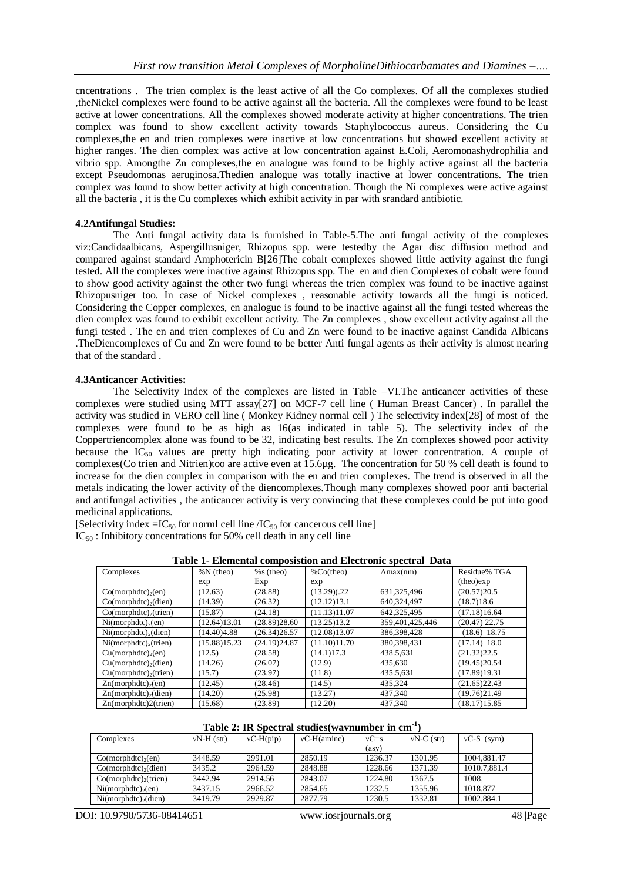cncentrations . The trien complex is the least active of all the Co complexes. Of all the complexes studied ,theNickel complexes were found to be active against all the bacteria. All the complexes were found to be least active at lower concentrations. All the complexes showed moderate activity at higher concentrations. The trien complex was found to show excellent activity towards Staphylococcus aureus. Considering the Cu complexes,the en and trien complexes were inactive at low concentrations but showed excellent activity at higher ranges. The dien complex was active at low concentration against E.Coli, Aeromonashydrophilia and vibrio spp. Amongthe Zn complexes,the en analogue was found to be highly active against all the bacteria except Pseudomonas aeruginosa.Thedien analogue was totally inactive at lower concentrations. The trien complex was found to show better activity at high concentration. Though the Ni complexes were active against all the bacteria , it is the Cu complexes which exhibit activity in par with srandard antibiotic.

### 4.2Antifungal Studies:

The Anti fungal activity data is furnished in Table-5.The anti fungal activity of the complexes viz:Candidaalbicans, Aspergillusniger, Rhizopus spp. were testedby the Agar disc diffusion method and compared against standard Amphotericin B[26]The cobalt complexes showed little activity against the fungi tested. All the complexes were inactive against Rhizopus spp. The en and dien Complexes of cobalt were found to show good activity against the other two fungi whereas the trien complex was found to be inactive against Rhizopusniger too. In case of Nickel complexes , reasonable activity towards all the fungi is noticed. Considering the Copper complexes, en analogue is found to be inactive against all the fungi tested whereas the dien complex was found to exhibit excellent activity. The Zn complexes , show excellent activity against all the fungi tested . The en and trien complexes of Cu and Zn were found to be inactive against Candida Albicans .TheDiencomplexes of Cu and Zn were found to be better Anti fungal agents as their activity is almost nearing that of the standard .

### 4.3Anticancer Activities:

The Selectivity Index of the complexes are listed in Table –VI.The anticancer activities of these complexes were studied using MTT assay[27] on MCF-7 cell line ( Human Breast Cancer) . In parallel the activity was studied in VERO cell line ( Monkey Kidney normal cell ) The selectivity index[28] of most of the complexes were found to be as high as 16(as indicated in table 5). The selectivity index of the Coppertriencomplex alone was found to be 32, indicating best results. The Zn complexes showed poor activity because the $IC_{50}$ values are pretty high indicating poor activity at lower concentration. A couple of complexes(Co trien and Nitrien)too are active even at 15.6µg. The concentration for 50 % cell death is found to increase for the dien complex in comparison with the en and trien complexes. The trend is observed in all the metals indicating the lower activity of the diencomplexes.Though many complexes showed poor anti bacterial and antifungal activities , the anticancer activity is very convincing that these complexes could be put into good medicinal applications.

[Selectivity index =$IC_{50}$ for norml cell line /$IC_{50}$ for cancerous cell line]
$IC_{50}$ : Inhibitory concentrations for 50% cell death in any cell line

**Table 1- Elemental composistion and Electronic spectral Data**

| Complexes | %N (theo) exp | %s (theo) Exp | %Co(theo) exp | Λmax(nm) | Residue% TGA (theo)exp |
|---|---|---|---|---|---|
| $Co(morphdtc)_2(en)$ | (12.63) | (28.88) | (13.29)(.22 | 631,325,496 | (20.57)20.5 |
| $Co(morphdtc)_2(dien)$ | (14.39) | (26.32) | (12.12)13.1 | 640,324,497 | (18.7)18.6 |
| $Co(morphdtc)_2(trien)$ | (15.87) | (24.18) | (11.13)11.07 | 642,325,495 | (17.18)16.64 |
| $Ni(morphdtc)_2(en)$ | (12.64)13.01 | (28.89)28.60 | (13.25)13.2 | 359,401,425,446 | (20.47) 22.75 |
| $Ni(morphdtc)_2(dien)$ | (14.40)4.88 | (26.34)26.57 | (12.08)13.07 | 386,398,428 | (18.6) 18.75 |
| $Ni(morphdtc)_2(trien)$ | (15.88)15.23 | (24.19)24.87 | (11.10)11.70 | 380,398,431 | (17.14) 18.0 |
| $Cu(morphdtc)_2(en)$ | (12.5) | (28.58) | (14.1)17.3 | 438.5,631 | (21.32)22.5 |
| $Cu(morphdtc)_2(dien)$ | (14.26) | (26.07) | (12.9) | 435,630 | (19.45)20.54 |
| $Cu(morphdtc)_2(trien)$ | (15.7) | (23.97) | (11.8) | 435.5,631 | (17.89)19.31 |
| $Zn(morphdtc)_2(en)$ | (12.45) | (28.46) | (14.5) | 435,324 | (21.65)22.43 |
| $Zn(morphdtc)_2(dien)$ | (14.20) | (25.98) | (13.27) | 437,340 | (19.76)21.49 |
| Zn(morphdtc)2(trien) | (15.68) | (23.89) | (12.20) | 437,340 | (18.17)15.85 |

**Table 2: IR Spectral studies(wavnumber in $cm^{-1}$)**

| Complexes | νN-H (str) | νC-H(pip) | νC-H(amine) | νC=s (asy) | νN-C (str) | νC-S (sym) |
|---|---|---|---|---|---|---|
| $Co(morphdtc)_2(en)$ | 3448.59 | 2991.01 | 2850.19 | 1236.37 | 1301.95 | 1004,881.47 |
| $Co(morphdtc)_2(dien)$ | 3435.2 | 2964.59 | 2848.88 | 1228.66 | 1371.39 | 1010.7,881.4 |
| $Co(morphdtc)_2(trien)$ | 3442.94 | 2914.56 | 2843.07 | 1224.80 | 1367.5 | 1008, |
| $Ni(morphdtc)_2(en)$ | 3437.15 | 2966.52 | 2854.65 | 1232.5 | 1355.96 | 1018,877 |
| $Ni(morphdtc)_2(dien)$ | 3419.79 | 2929.87 | 2877.79 | 1230.5 | 1332.81 | 1002,884.1 |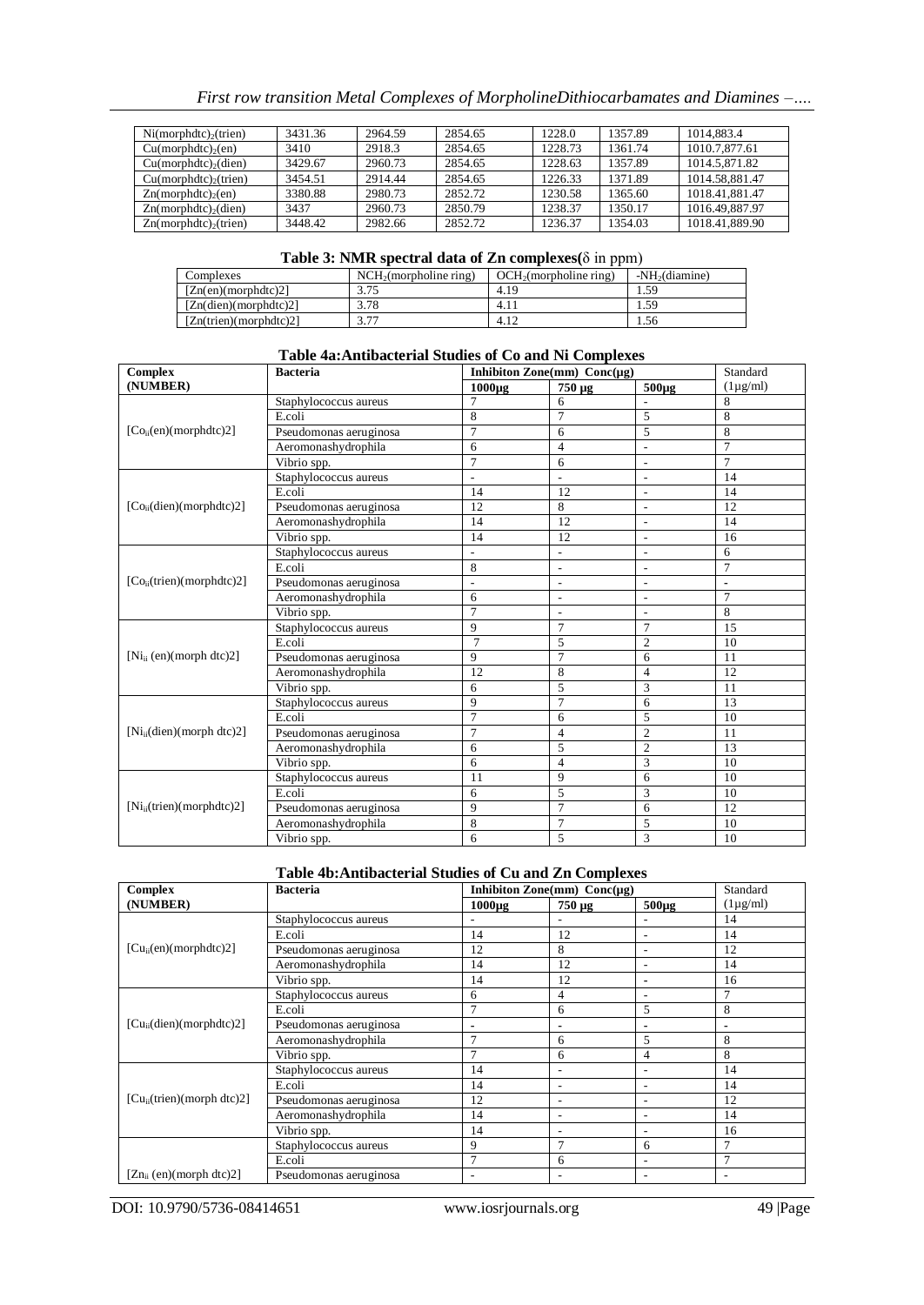| $Ni(morphdtc)_2(trien)$ | 3431.36 | 2964.59 | 2854.65 | 1228.0 | 1357.89 | 1014,883.4 |
|---|---|---|---|---|---|---|
| $Cu(morphdtc)_2(en)$ | 3410 | 2918.3 | 2854.65 | 1228.73 | 1361.74 | 1010.7,877.61 |
| $Cu(morphdtc)_2(dien)$ | 3429.67 | 2960.73 | 2854.65 | 1228.63 | 1357.89 | 1014.5,871.82 |
| $Cu(morphdtc)_2(trien)$ | 3454.51 | 2914.44 | 2854.65 | 1226.33 | 1371.89 | 1014.58,881.47 |
| $Zn(morphdtc)_2(en)$ | 3380.88 | 2980.73 | 2852.72 | 1230.58 | 1365.60 | 1018.41,881.47 |
| $Zn(morphdtc)_2(dien)$ | 3437 | 2960.73 | 2850.79 | 1238.37 | 1350.17 | 1016.49,887.97 |
| $Zn(morphdtc)_2(trien)$ | 3448.42 | 2982.66 | 2852.72 | 1236.37 | 1354.03 | 1018.41,889.90 |

**Table 3: NMR spectral data of Zn complexes(δ in ppm)**

| Complexes | $NCH_2$(morpholine ring) | $OCH_2$(morpholine ring) | $-NH_2$(diamine) |
|---|---|---|---|
| [Zn(en)(morphdtc)2] | 3.75 | 4.19 | 1.59 |
| [Zn(dien)(morphdtc)2] | 3.78 | 4.11 | 1.59 |
| [Zn(trien)(morphdtc)2] | 3.77 | 4.12 | 1.56 |

**Table 4a:Antibacterial Studies of Co and Ni Complexes**

| Complex (NUMBER) | Bacteria | Inhibiton Zone(mm) Conc(µg) | | | Standard (1µg/ml) |
|---|---|---|---|---|---|
| | | 1000µg | 750 µg | 500µg | |
| $[Co_{ii}(en)(morphdtc)2]$ | Staphylococcus aureus | 7 | 6 | - | 8 |
| | E.coli | 8 | 7 | 5 | 8 |
| | Pseudomonas aeruginosa | 7 | 6 | 5 | 8 |
| | Aeromonashydrophila | 6 | 4 | - | 7 |
| | Vibrio spp. | 7 | 6 | - | 7 |
| $[Co_{ii}(dien)(morphdtc)2]$ | Staphylococcus aureus | - | - | - | 14 |
| | E.coli | 14 | 12 | - | 14 |
| | Pseudomonas aeruginosa | 12 | 8 | - | 12 |
| | Aeromonashydrophila | 14 | 12 | - | 14 |
| | Vibrio spp. | 14 | 12 | - | 16 |
| $[Co_{ii}(trien)(morphdtc)2]$ | Staphylococcus aureus | - | - | - | 6 |
| | E.coli | 8 | - | - | 7 |
| | Pseudomonas aeruginosa | - | - | - | - |
| | Aeromonashydrophila | 6 | - | - | 7 |
| | Vibrio spp. | 7 | - | - | 8 |
| $[Ni_{ii}$ (en)(morph dtc)2] | Staphylococcus aureus | 9 | 7 | 7 | 15 |
| | E.coli | 7 | 5 | 2 | 10 |
| | Pseudomonas aeruginosa | 9 | 7 | 6 | 11 |
| | Aeromonashydrophila | 12 | 8 | 4 | 12 |
| | Vibrio spp. | 6 | 5 | 3 | 11 |
| $[Ni_{ii}$(dien)(morph dtc)2] | Staphylococcus aureus | 9 | 7 | 6 | 13 |
| | E.coli | 7 | 6 | 5 | 10 |
| | Pseudomonas aeruginosa | 7 | 4 | 2 | 11 |
| | Aeromonashydrophila | 6 | 5 | 2 | 13 |
| | Vibrio spp. | 6 | 4 | 3 | 10 |
| $[Ni_{ii}(trien)(morphdtc)2]$ | Staphylococcus aureus | 11 | 9 | 6 | 10 |
| | E.coli | 6 | 5 | 3 | 10 |
| | Pseudomonas aeruginosa | 9 | 7 | 6 | 12 |
| | Aeromonashydrophila | 8 | 7 | 5 | 10 |
| | Vibrio spp. | 6 | 5 | 3 | 10 |

**Table 4b:Antibacterial Studies of Cu and Zn Complexes**

| Complex (NUMBER) | Bacteria | Inhibiton Zone(mm) Conc(µg) | | | Standard (1µg/ml) |
|---|---|---|---|---|---|
| | | 1000µg | 750 µg | 500µg | |
| $[Cu_{ii}(en)(morphdtc)2]$ | Staphylococcus aureus | - | - | - | 14 |
| | E.coli | 14 | 12 | - | 14 |
| | Pseudomonas aeruginosa | 12 | 8 | - | 12 |
| | Aeromonashydrophila | 14 | 12 | - | 14 |
| | Vibrio spp. | 14 | 12 | - | 16 |
| $[Cu_{ii}(dien)(morphdtc)2]$ | Staphylococcus aureus | 6 | 4 | - | 7 |
| | E.coli | 7 | 6 | 5 | 8 |
| | Pseudomonas aeruginosa | - | - | - | - |
| | Aeromonashydrophila | 7 | 6 | 5 | 8 |
| | Vibrio spp. | 7 | 6 | 4 | 8 |
| $[Cu_{ii}$(trien)(morph dtc)2] | Staphylococcus aureus | 14 | - | - | 14 |
| | E.coli | 14 | - | - | 14 |
| | Pseudomonas aeruginosa | 12 | - | - | 12 |
| | Aeromonashydrophila | 14 | - | - | 14 |
| | Vibrio spp. | 14 | - | - | 16 |
| $[Zn_{ii}$ (en)(morph dtc)2] | Staphylococcus aureus | 9 | 7 | 6 | 7 |
| | E.coli | 7 | 6 | - | 7 |
| | Pseudomonas aeruginosa | - | - | - | - |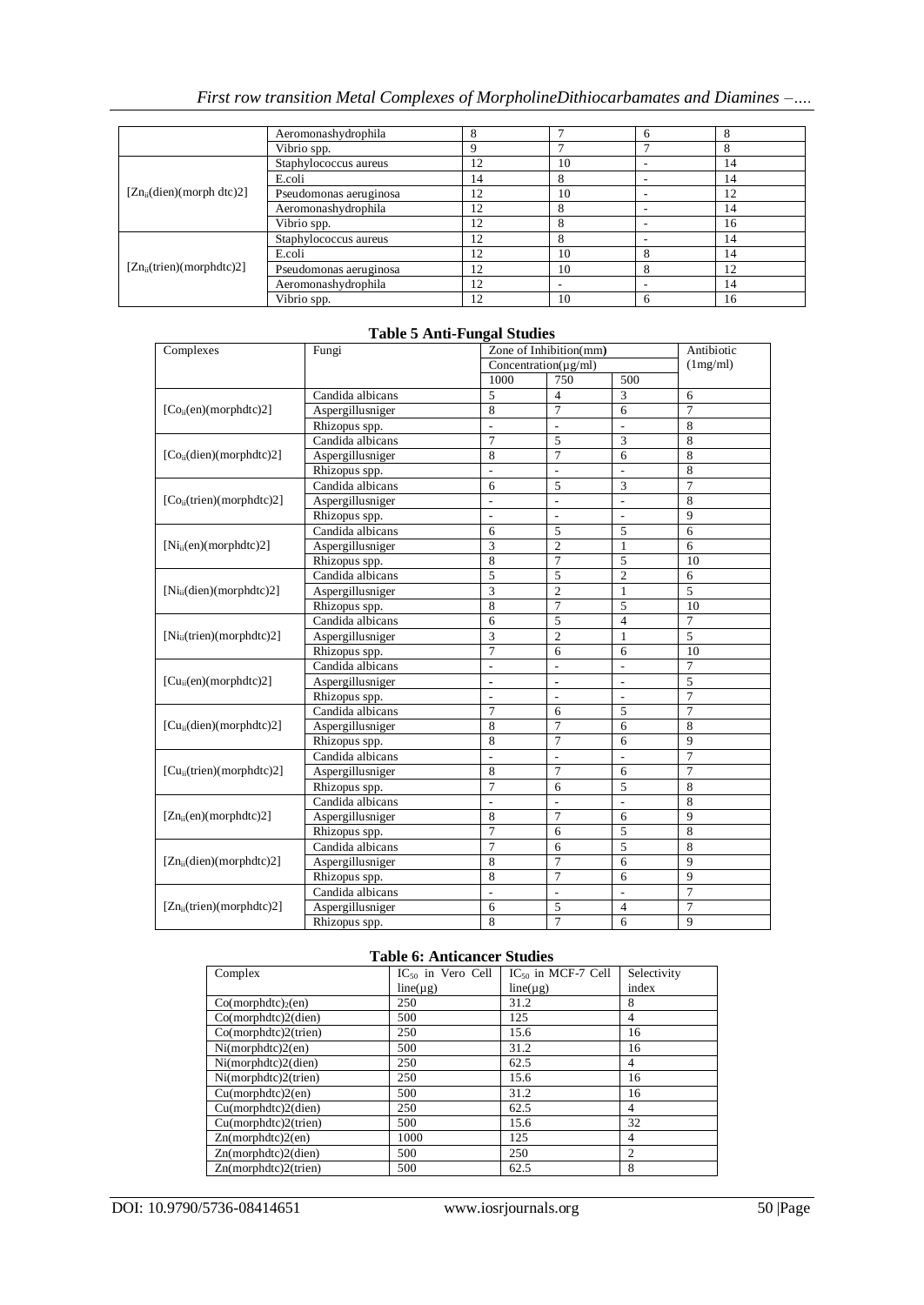| | Aeromonashydrophila | 8 | 7 | 6 | 8 |
|---|---|---|---|---|---|
| | Vibrio spp. | 9 | 7 | 7 | 8 |
| $[Zn_{ii}(dien)(morph\ dtc)2]$ | Staphylococcus aureus | 12 | 10 | - | 14 |
| | E.coli | 14 | 8 | - | 14 |
| | Pseudomonas aeruginosa | 12 | 10 | - | 12 |
| | Aeromonashydrophila | 12 | 8 | - | 14 |
| | Vibrio spp. | 12 | 8 | - | 16 |
| $[Zn_{ii}(trien)(morphdtc)2]$ | Staphylococcus aureus | 12 | 8 | - | 14 |
| | E.coli | 12 | 10 | 8 | 14 |
| | Pseudomonas aeruginosa | 12 | 10 | 8 | 12 |
| | Aeromonashydrophila | 12 | - | - | 14 |
| | Vibrio spp. | 12 | 10 | 6 | 16 |

**Table 5 Anti-Fungal Studies**

| Complexes | Fungi | Zone of Inhibition(mm) Concentration(μg/ml) | | | Antibiotic (1mg/ml) |
|---|---|---|---|---|---|
| | | 1000 | 750 | 500 | |
| $[Co_{ii}(en)(morphdtc)2]$ | Candida albicans | 5 | 4 | 3 | 6 |
| | Aspergillusniger | 8 | 7 | 6 | 7 |
| | Rhizopus spp. | - | - | - | 8 |
| $[Co_{ii}(dien)(morphdtc)2]$ | Candida albicans | 7 | 5 | 3 | 8 |
| | Aspergillusniger | 8 | 7 | 6 | 8 |
| | Rhizopus spp. | - | - | - | 8 |
| $[Co_{ii}(trien)(morphdtc)2]$ | Candida albicans | 6 | 5 | 3 | 7 |
| | Aspergillusniger | - | - | - | 8 |
| | Rhizopus spp. | - | - | - | 9 |
| $[Ni_{ii}(en)(morphdtc)2]$ | Candida albicans | 6 | 5 | 5 | 6 |
| | Aspergillusniger | 3 | 2 | 1 | 6 |
| | Rhizopus spp. | 8 | 7 | 5 | 10 |
| $[Ni_{ii}(dien)(morphdtc)2]$ | Candida albicans | 5 | 5 | 2 | 6 |
| | Aspergillusniger | 3 | 2 | 1 | 5 |
| | Rhizopus spp. | 8 | 7 | 5 | 10 |
| $[Ni_{ii}(trien)(morphdtc)2]$ | Candida albicans | 6 | 5 | 4 | 7 |
| | Aspergillusniger | 3 | 2 | 1 | 5 |
| | Rhizopus spp. | 7 | 6 | 6 | 10 |
| $[Cu_{ii}(en)(morphdtc)2]$ | Candida albicans | - | - | - | 7 |
| | Aspergillusniger | - | - | - | 5 |
| | Rhizopus spp. | - | - | - | 7 |
| $[Cu_{ii}(dien)(morphdtc)2]$ | Candida albicans | 7 | 6 | 5 | 7 |
| | Aspergillusniger | 8 | 7 | 6 | 8 |
| | Rhizopus spp. | 8 | 7 | 6 | 9 |
| $[Cu_{ii}(trien)(morphdtc)2]$ | Candida albicans | - | - | - | 7 |
| | Aspergillusniger | 8 | 7 | 6 | 7 |
| | Rhizopus spp. | 7 | 6 | 5 | 8 |
| $[Zn_{ii}(en)(morphdtc)2]$ | Candida albicans | - | - | - | 8 |
| | Aspergillusniger | 8 | 7 | 6 | 9 |
| | Rhizopus spp. | 7 | 6 | 5 | 8 |
| $[Zn_{ii}(dien)(morphdtc)2]$ | Candida albicans | 7 | 6 | 5 | 8 |
| | Aspergillusniger | 8 | 7 | 6 | 9 |
| | Rhizopus spp. | 8 | 7 | 6 | 9 |
| $[Zn_{ii}(trien)(morphdtc)2]$ | Candida albicans | - | - | - | 7 |
| | Aspergillusniger | 6 | 5 | 4 | 7 |
| | Rhizopus spp. | 8 | 7 | 6 | 9 |

**Table 6: Anticancer Studies**

| Complex | $IC_{50}$ in Vero Cell line(μg) | $IC_{50}$ in MCF-7 Cell line(μg) | Selectivity index |
|---|---|---|---|
| $Co(morphdtc)_2(en)$ | 250 | 31.2 | 8 |
| Co(morphdtc)2(dien) | 500 | 125 | 4 |
| Co(morphdtc)2(trien) | 250 | 15.6 | 16 |
| Ni(morphdtc)2(en) | 500 | 31.2 | 16 |
| Ni(morphdtc)2(dien) | 250 | 62.5 | 4 |
| Ni(morphdtc)2(trien) | 250 | 15.6 | 16 |
| Cu(morphdtc)2(en) | 500 | 31.2 | 16 |
| Cu(morphdtc)2(dien) | 250 | 62.5 | 4 |
| Cu(morphdtc)2(trien) | 500 | 15.6 | 32 |
| Zn(morphdtc)2(en) | 1000 | 125 | 4 |
| Zn(morphdtc)2(dien) | 500 | 250 | 2 |
| Zn(morphdtc)2(trien) | 500 | 62.5 | 8 |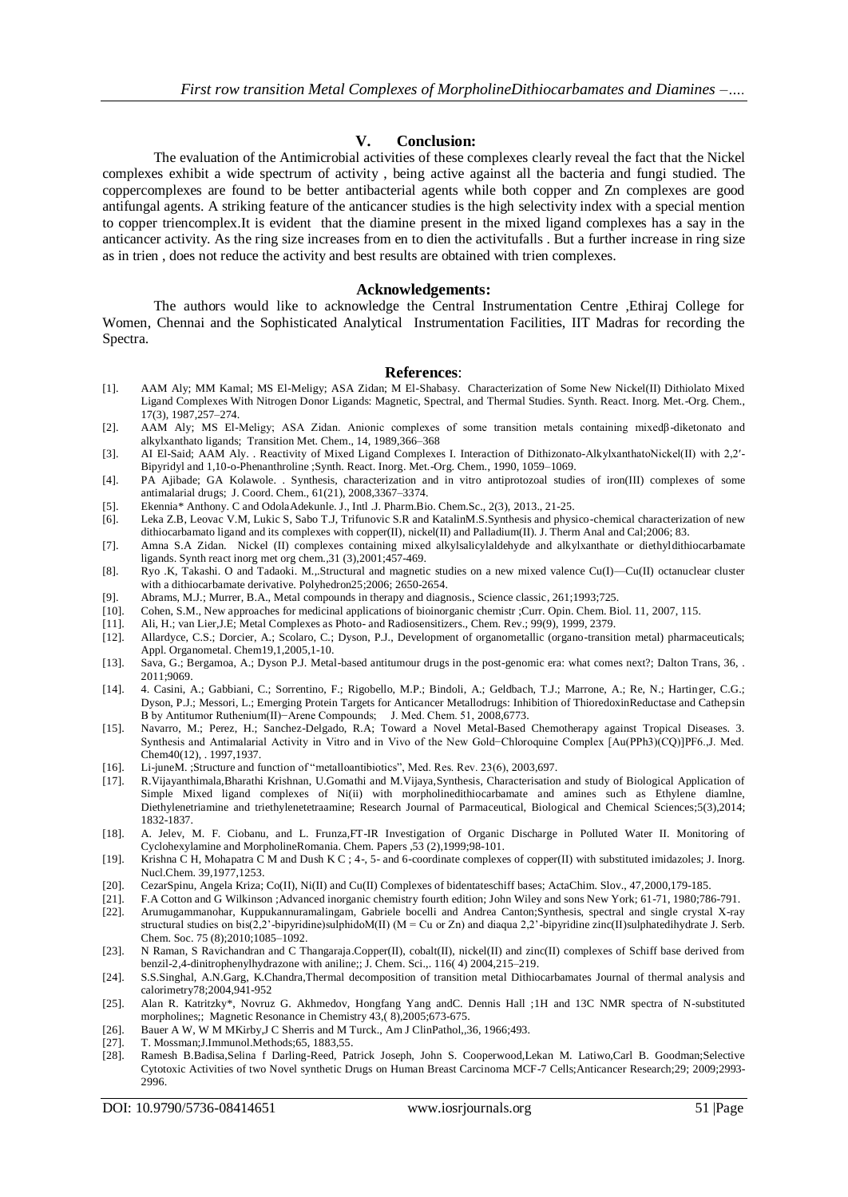## V. Conclusion:

The evaluation of the Antimicrobial activities of these complexes clearly reveal the fact that the Nickel complexes exhibit a wide spectrum of activity , being active against all the bacteria and fungi studied. The coppercomplexes are found to be better antibacterial agents while both copper and Zn complexes are good antifungal agents. A striking feature of the anticancer studies is the high selectivity index with a special mention to copper triencomplex.It is evident that the diamine present in the mixed ligand complexes has a say in the anticancer activity. As the ring size increases from en to dien the activitufalls . But a further increase in ring size as in trien , does not reduce the activity and best results are obtained with trien complexes.

## Acknowledgements:

The authors would like to acknowledge the Central Instrumentation Centre ,Ethiraj College for Women, Chennai and the Sophisticated Analytical Instrumentation Facilities, IIT Madras for recording the Spectra.

## References:

[1]. AAM Aly; MM Kamal; MS El-Meligy; ASA Zidan; M El-Shabasy. Characterization of Some New Nickel(II) Dithiolato Mixed Ligand Complexes With Nitrogen Donor Ligands: Magnetic, Spectral, and Thermal Studies. Synth. React. Inorg. Met.-Org. Chem., 17(3), 1987,257–274.

[2]. AAM Aly; MS El-Meligy; ASA Zidan. Anionic complexes of some transition metals containing mixedβ-diketonato and alkylxanthato ligands; Transition Met. Chem., 14, 1989,366–368

[3]. AI El-Said; AAM Aly. . Reactivity of Mixed Ligand Complexes I. Interaction of Dithizonato-AlkylxanthatoNickel(II) with 2,2′-Bipyridyl and 1,10-o-Phenanthroline ;Synth. React. Inorg. Met.-Org. Chem., 1990, 1059–1069.

[4]. PA Ajibade; GA Kolawole. . Synthesis, characterization and in vitro antiprotozoal studies of iron(III) complexes of some antimalarial drugs; J. Coord. Chem., 61(21), 2008,3367–3374.

[5]. Ekennia* Anthony. C and OdolaAdekunle. J., Intl .J. Pharm.Bio. Chem.Sc., 2(3), 2013., 21-25.

[6]. Leka Z.B, Leovac V.M, Lukic S, Sabo T.J, Trifunovic S.R and KatalinM.S.Synthesis and physico-chemical characterization of new dithiocarbamato ligand and its complexes with copper(II), nickel(II) and Palladium(II). J. Therm Anal and Cal;2006; 83.

[7]. Amna S.A Zidan. Nickel (II) complexes containing mixed alkylsalicylaldehyde and alkylxanthate or diethyldithiocarbamate ligands. Synth react inorg met org chem.,31 (3),2001;457-469.

[8]. Ryo .K, Takashi. O and Tadaoki. M.,.Structural and magnetic studies on a new mixed valence Cu(I)—Cu(II) octanuclear cluster with a dithiocarbamate derivative. Polyhedron25;2006; 2650-2654.

[9]. Abrams, M.J.; Murrer, B.A., Metal compounds in therapy and diagnosis., Science classic, 261;1993;725.

[10]. Cohen, S.M., New approaches for medicinal applications of bioinorganic chemistr ;Curr. Opin. Chem. Biol. 11, 2007, 115.

[11]. Ali, H.; van Lier,J.E; Metal Complexes as Photo- and Radiosensitizers., Chem. Rev.; 99(9), 1999, 2379.

[12]. Allardyce, C.S.; Dorcier, A.; Scolaro, C.; Dyson, P.J., Development of organometallic (organo-transition metal) pharmaceuticals; Appl. Organometal. Chem19,1,2005,1-10.

[13]. Sava, G.; Bergamoa, A.; Dyson P.J. Metal-based antitumour drugs in the post-genomic era: what comes next?; Dalton Trans, 36, . 2011;9069.

[14]. 4. Casini, A.; Gabbiani, C.; Sorrentino, F.; Rigobello, M.P.; Bindoli, A.; Geldbach, T.J.; Marrone, A.; Re, N.; Hartinger, C.G.; Dyson, P.J.; Messori, L.; Emerging Protein Targets for Anticancer Metallodrugs: Inhibition of ThioredoxinReductase and Cathepsin B by Antitumor Ruthenium(II)−Arene Compounds; J. Med. Chem. 51, 2008,6773.

[15]. Navarro, M.; Perez, H.; Sanchez-Delgado, R.A; Toward a Novel Metal-Based Chemotherapy against Tropical Diseases. 3. Synthesis and Antimalarial Activity in Vitro and in Vivo of the New Gold−Chloroquine Complex [Au(PPh3)(CQ)]PF6.,J. Med. Chem40(12), . 1997,1937.

[16]. Li-juneM. ;Structure and function of "metalloantibiotics", Med. Res. Rev. 23(6), 2003,697.

[17]. R.Vijayanthimala,Bharathi Krishnan, U.Gomathi and M.Vijaya,Synthesis, Characterisation and study of Biological Application of Simple Mixed ligand complexes of Ni(ii) with morpholinedithiocarbamate and amines such as Ethylene diamlne, Diethylenetriamine and triethylenetetraamine; Research Journal of Parmaceutical, Biological and Chemical Sciences;5(3),2014; 1832-1837.

[18]. A. Jelev, M. F. Ciobanu, and L. Frunza,FT-IR Investigation of Organic Discharge in Polluted Water II. Monitoring of Cyclohexylamine and MorpholineRomania. Chem. Papers ,53 (2),1999;98-101.

[19]. Krishna C H, Mohapatra C M and Dush K C ; 4-, 5- and 6-coordinate complexes of copper(II) with substituted imidazoles; J. Inorg. Nucl.Chem. 39,1977,1253.

[20]. CezarSpinu, Angela Kriza; Co(II), Ni(II) and Cu(II) Complexes of bidentateschiff bases; ActaChim. Slov., 47,2000,179-185.

[21]. F.A Cotton and G Wilkinson ;Advanced inorganic chemistry fourth edition; John Wiley and sons New York; 61-71, 1980;786-791.

[22]. Arumugammanohar, Kuppukannuramalingam, Gabriele bocelli and Andrea Canton;Synthesis, spectral and single crystal X-ray structural studies on bis(2,2'-bipyridine)sulphidoM(II) (M = Cu or Zn) and diaqua 2,2'-bipyridine zinc(II)sulphatedihydrate J. Serb. Chem. Soc. 75 (8);2010;1085–1092.

[23]. N Raman, S Ravichandran and C Thangaraja.Copper(II), cobalt(II), nickel(II) and zinc(II) complexes of Schiff base derived from benzil-2,4-dinitrophenylhydrazone with aniline;; J. Chem. Sci.,. 116( 4) 2004,215–219.

[24]. S.S.Singhal, A.N.Garg, K.Chandra,Thermal decomposition of transition metal Dithiocarbamates Journal of thermal analysis and calorimetry78;2004,941-952

[25]. Alan R. Katritzky*, Novruz G. Akhmedov, Hongfang Yang andC. Dennis Hall ;1H and 13C NMR spectra of N-substituted morpholines;; Magnetic Resonance in Chemistry 43,( 8),2005;673-675.

[26]. Bauer A W, W M MKirby,J C Sherris and M Turck., Am J ClinPathol,,36, 1966;493.

[27]. T. Mossman;J.Immunol.Methods;65, 1883,55.

[28]. Ramesh B.Badisa,Selina f Darling-Reed, Patrick Joseph, John S. Cooperwood,Lekan M. Latiwo,Carl B. Goodman;Selective Cytotoxic Activities of two Novel synthetic Drugs on Human Breast Carcinoma MCF-7 Cells;Anticancer Research;29; 2009;2993-2996.